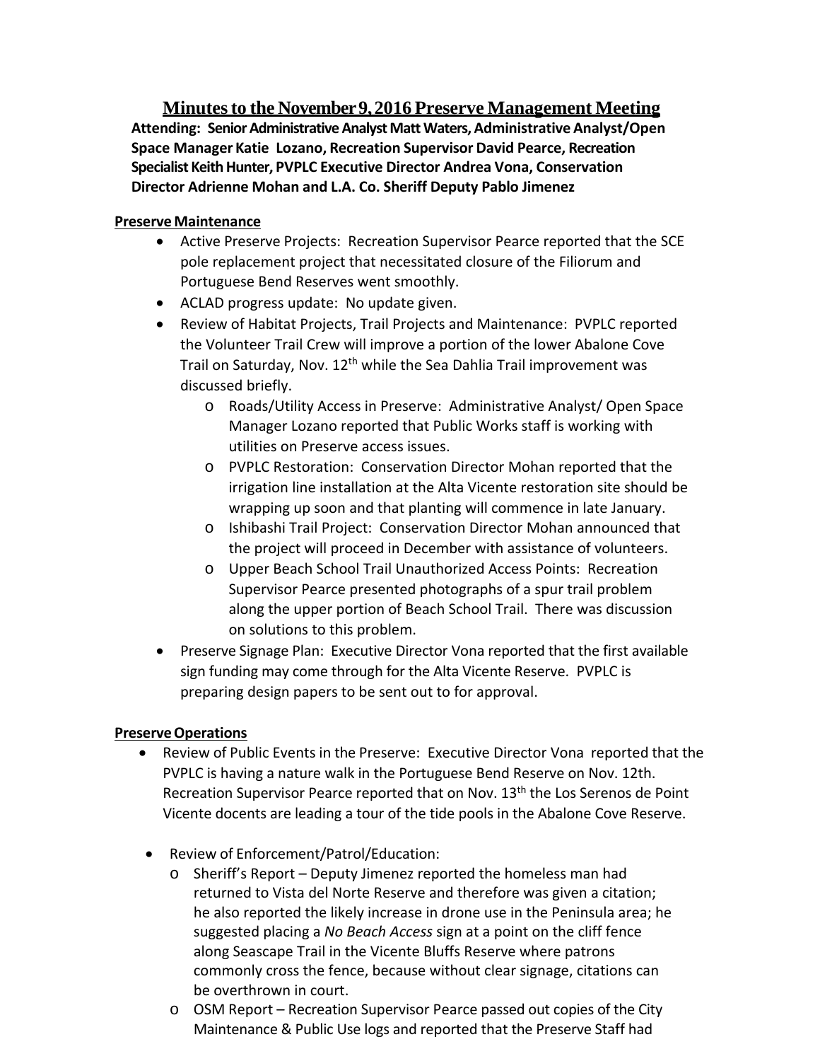# Minutes to the November 9, 2016 Preserve Management Meeting

**Attending: Senior Administrative Analyst Matt Waters, Administrative Analyst/Open Space Manager Katie Lozano, Recreation Supervisor David Pearce, Recreation Specialist Keith Hunter, PVPLC Executive Director Andrea Vona, Conservation Director Adrienne Mohan and L.A. Co. Sheriff Deputy Pablo Jimenez**

**Preserve Maintenance**

- Active Preserve Projects: Recreation Supervisor Pearce reported that the SCE pole replacement project that necessitated closure of the Filiorum and Portuguese Bend Reserves went smoothly.
- ACLAD progress update: No update given.
- Review of Habitat Projects, Trail Projects and Maintenance: PVPLC reported the Volunteer Trail Crew will improve a portion of the lower Abalone Cove Trail on Saturday, Nov. 12th while the Sea Dahlia Trail improvement was discussed briefly.
  - Roads/Utility Access in Preserve: Administrative Analyst/ Open Space Manager Lozano reported that Public Works staff is working with utilities on Preserve access issues.
  - PVPLC Restoration: Conservation Director Mohan reported that the irrigation line installation at the Alta Vicente restoration site should be wrapping up soon and that planting will commence in late January.
  - Ishibashi Trail Project: Conservation Director Mohan announced that the project will proceed in December with assistance of volunteers.
  - Upper Beach School Trail Unauthorized Access Points: Recreation Supervisor Pearce presented photographs of a spur trail problem along the upper portion of Beach School Trail. There was discussion on solutions to this problem.
- Preserve Signage Plan: Executive Director Vona reported that the first available sign funding may come through for the Alta Vicente Reserve. PVPLC is preparing design papers to be sent out to for approval.

**Preserve Operations**

- Review of Public Events in the Preserve: Executive Director Vona reported that the PVPLC is having a nature walk in the Portuguese Bend Reserve on Nov. 12th. Recreation Supervisor Pearce reported that on Nov. 13th the Los Serenos de Point Vicente docents are leading a tour of the tide pools in the Abalone Cove Reserve.
- Review of Enforcement/Patrol/Education:
  - Sheriff's Report – Deputy Jimenez reported the homeless man had returned to Vista del Norte Reserve and therefore was given a citation; he also reported the likely increase in drone use in the Peninsula area; he suggested placing a *No Beach Access* sign at a point on the cliff fence along Seascape Trail in the Vicente Bluffs Reserve where patrons commonly cross the fence, because without clear signage, citations can be overthrown in court.
  - OSM Report – Recreation Supervisor Pearce passed out copies of the City Maintenance & Public Use logs and reported that the Preserve Staff had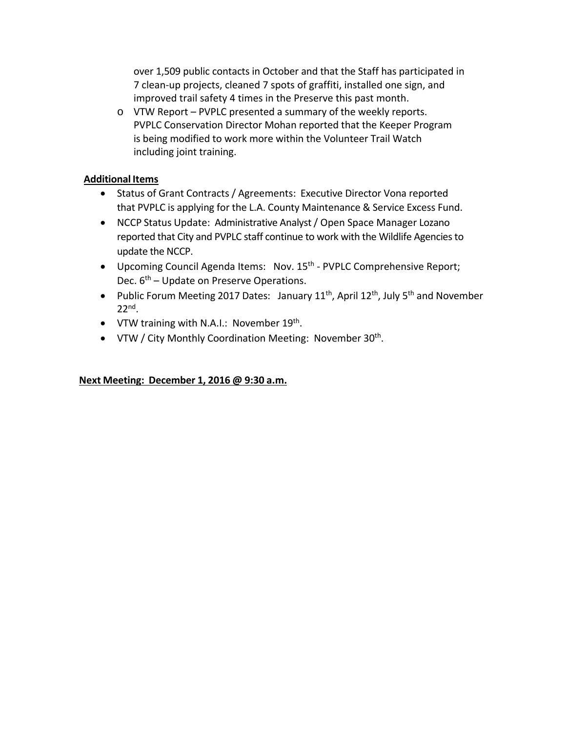over 1,509 public contacts in October and that the Staff has participated in 7 clean-up projects, cleaned 7 spots of graffiti, installed one sign, and improved trail safety 4 times in the Preserve this past month.

- VTW Report – PVPLC presented a summary of the weekly reports. PVPLC Conservation Director Mohan reported that the Keeper Program is being modified to work more within the Volunteer Trail Watch including joint training.

**Additional Items**

- Status of Grant Contracts / Agreements: Executive Director Vona reported that PVPLC is applying for the L.A. County Maintenance & Service Excess Fund.
- NCCP Status Update: Administrative Analyst / Open Space Manager Lozano reported that City and PVPLC staff continue to work with the Wildlife Agencies to update the NCCP.
- Upcoming Council Agenda Items: Nov. 15th - PVPLC Comprehensive Report; Dec. 6th – Update on Preserve Operations.
- Public Forum Meeting 2017 Dates: January 11th, April 12th, July 5th and November 22nd.
- VTW training with N.A.I.: November 19th.
- VTW / City Monthly Coordination Meeting: November 30th.

**Next Meeting: December 1, 2016 @ 9:30 a.m.**